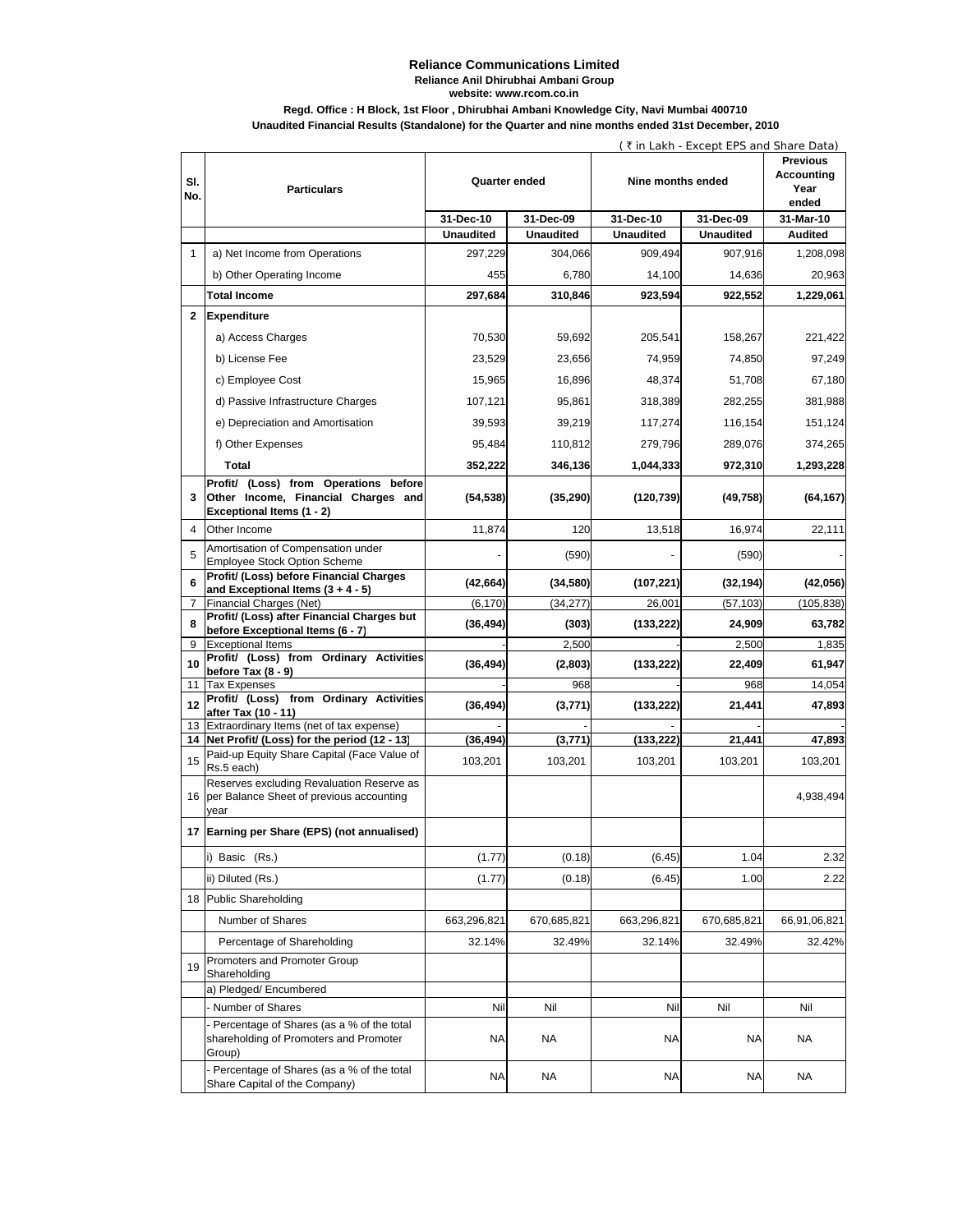# Reliance Communications Limited

**Reliance Anil Dhirubhai Ambani Group**

**website: www.rcom.co.in**

**Regd. Office : H Block, 1st Floor , Dhirubhai Ambani Knowledge City, Navi Mumbai 400710**

**Unaudited Financial Results (Standalone) for the Quarter and nine months ended 31st December, 2010**

( ₹ in Lakh - Except EPS and Share Data)

| Sl. No. | Particulars | Quarter ended | | Nine months ended | | Previous Accounting Year ended |
|---|---|---|---|---|---|---|
| | | 31-Dec-10 | 31-Dec-09 | 31-Dec-10 | 31-Dec-09 | 31-Mar-10 |
| | | Unaudited | Unaudited | Unaudited | Unaudited | Audited |
| 1 | a) Net Income from Operations | 297,229 | 304,066 | 909,494 | 907,916 | 1,208,098 |
| | b) Other Operating Income | 455 | 6,780 | 14,100 | 14,636 | 20,963 |
| | **Total Income** | **297,684** | **310,846** | **923,594** | **922,552** | **1,229,061** |
| 2 | **Expenditure** | | | | | |
| | a) Access Charges | 70,530 | 59,692 | 205,541 | 158,267 | 221,422 |
| | b) License Fee | 23,529 | 23,656 | 74,959 | 74,850 | 97,249 |
| | c) Employee Cost | 15,965 | 16,896 | 48,374 | 51,708 | 67,180 |
| | d) Passive Infrastructure Charges | 107,121 | 95,861 | 318,389 | 282,255 | 381,988 |
| | e) Depreciation and Amortisation | 39,593 | 39,219 | 117,274 | 116,154 | 151,124 |
| | f) Other Expenses | 95,484 | 110,812 | 279,796 | 289,076 | 374,265 |
| | **Total** | **352,222** | **346,136** | **1,044,333** | **972,310** | **1,293,228** |
| 3 | **Profit/ (Loss) from Operations before Other Income, Financial Charges and Exceptional Items (1 - 2)** | **(54,538)** | **(35,290)** | **(120,739)** | **(49,758)** | **(64,167)** |
| 4 | Other Income | 11,874 | 120 | 13,518 | 16,974 | 22,111 |
| 5 | Amortisation of Compensation under Employee Stock Option Scheme | - | (590) | - | (590) | - |
| 6 | **Profit/ (Loss) before Financial Charges and Exceptional Items (3 + 4 - 5)** | **(42,664)** | **(34,580)** | **(107,221)** | **(32,194)** | **(42,056)** |
| 7 | Financial Charges (Net) | (6,170) | (34,277) | 26,001 | (57,103) | (105,838) |
| 8 | **Profit/ (Loss) after Financial Charges but before Exceptional Items (6 - 7)** | **(36,494)** | **(303)** | **(133,222)** | **24,909** | **63,782** |
| 9 | Exceptional Items | - | 2,500 | - | 2,500 | 1,835 |
| 10 | **Profit/ (Loss) from Ordinary Activities before Tax (8 - 9)** | **(36,494)** | **(2,803)** | **(133,222)** | **22,409** | **61,947** |
| 11 | Tax Expenses | - | 968 | - | 968 | 14,054 |
| 12 | **Profit/ (Loss) from Ordinary Activities after Tax (10 - 11)** | **(36,494)** | **(3,771)** | **(133,222)** | **21,441** | **47,893** |
| 13 | Extraordinary Items (net of tax expense) | - | - | - | - | - |
| 14 | **Net Profit/ (Loss) for the period (12 - 13)** | **(36,494)** | **(3,771)** | **(133,222)** | **21,441** | **47,893** |
| 15 | Paid-up Equity Share Capital (Face Value of Rs.5 each) | 103,201 | 103,201 | 103,201 | 103,201 | 103,201 |
| 16 | Reserves excluding Revaluation Reserve as per Balance Sheet of previous accounting year | | | | | 4,938,494 |
| 17 | **Earning per Share (EPS) (not annualised)** | | | | | |
| | i) Basic (Rs.) | (1.77) | (0.18) | (6.45) | 1.04 | 2.32 |
| | ii) Diluted (Rs.) | (1.77) | (0.18) | (6.45) | 1.00 | 2.22 |
| 18 | Public Shareholding | | | | | |
| | Number of Shares | 663,296,821 | 670,685,821 | 663,296,821 | 670,685,821 | 66,91,06,821 |
| | Percentage of Shareholding | 32.14% | 32.49% | 32.14% | 32.49% | 32.42% |
| 19 | Promoters and Promoter Group Shareholding | | | | | |
| | a) Pledged/ Encumbered | | | | | |
| | - Number of Shares | Nil | Nil | Nil | Nil | Nil |
| | - Percentage of Shares (as a % of the total shareholding of Promoters and Promoter Group) | NA | NA | NA | NA | NA |
| | - Percentage of Shares (as a % of the total Share Capital of the Company) | NA | NA | NA | NA | NA |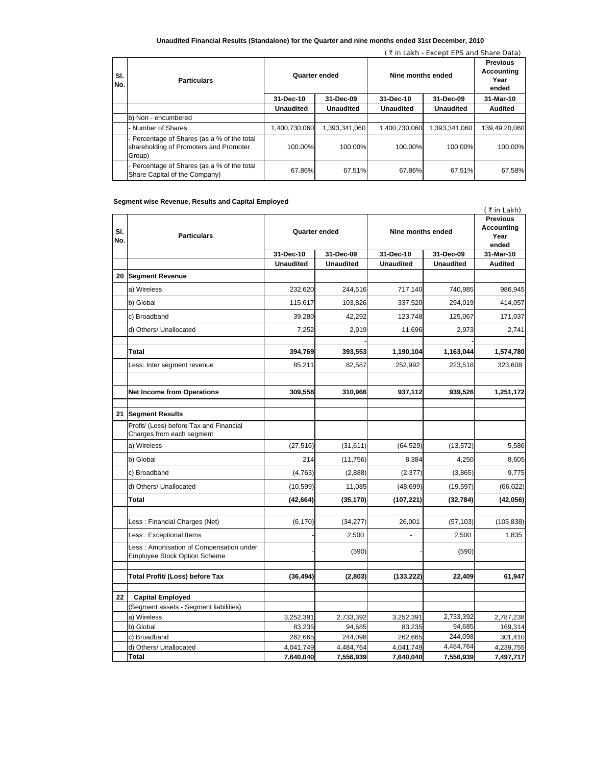**Unaudited Financial Results (Standalone) for the Quarter and nine months ended 31st December, 2010**

( ₹ in Lakh - Except EPS and Share Data)

| Sl. No. | Particulars | Quarter ended | | Nine months ended | | Previous Accounting Year ended |
|---|---|---|---|---|---|---|
| | | 31-Dec-10 | 31-Dec-09 | 31-Dec-10 | 31-Dec-09 | 31-Mar-10 |
| | | Unaudited | Unaudited | Unaudited | Unaudited | Audited |
| | b) Non - encumbered | | | | | |
| | - Number of Shares | 1,400,730,060 | 1,393,341,060 | 1,400,730,060 | 1,393,341,060 | 139,49,20,060 |
| | - Percentage of Shares (as a % of the total shareholding of Promoters and Promoter Group) | 100.00% | 100.00% | 100.00% | 100.00% | 100.00% |
| | - Percentage of Shares (as a % of the total Share Capital of the Company) | 67.86% | 67.51% | 67.86% | 67.51% | 67.58% |

**Segment wise Revenue, Results and Capital Employed**

( ₹ in Lakh)

| Sl. No. | Particulars | Quarter ended | | Nine months ended | | Previous Accounting Year ended |
|---|---|---|---|---|---|---|
| | | 31-Dec-10 | 31-Dec-09 | 31-Dec-10 | 31-Dec-09 | 31-Mar-10 |
| | | Unaudited | Unaudited | Unaudited | Unaudited | Audited |
| 20 | **Segment Revenue** | | | | | |
| | a) Wireless | 232,620 | 244,516 | 717,140 | 740,985 | 986,945 |
| | b) Global | 115,617 | 103,826 | 337,520 | 294,019 | 414,057 |
| | c) Broadband | 39,280 | 42,292 | 123,748 | 125,067 | 171,037 |
| | d) Others/ Unallocated | 7,252 | 2,919 | 11,696 | 2,973 | 2,741 |
| | | | - | | | - |
| | **Total** | **394,769** | **393,553** | **1,190,104** | **1,163,044** | **1,574,780** |
| | Less: Inter segment revenue | 85,211 | 82,587 | 252,992 | 223,518 | 323,608 |
| | **Net Income from Operations** | **309,558** | **310,966** | **937,112** | **939,526** | **1,251,172** |
| 21 | **Segment Results** | | | | | |
| | Profit/ (Loss) before Tax and Financial Charges from each segment | | | | | |
| | a) Wireless | (27,516) | (31,611) | (64,529) | (13,572) | 5,586 |
| | b) Global | 214 | (11,756) | 8,384 | 4,250 | 8,605 |
| | c) Broadband | (4,763) | (2,888) | (2,377) | (3,865) | 9,775 |
| | d) Others/ Unallocated | (10,599) | 11,085 | (48,699) | (19,597) | (66,022) |
| | **Total** | **(42,664)** | **(35,170)** | **(107,221)** | **(32,784)** | **(42,056)** |
| | Less : Financial Charges (Net) | (6,170) | (34,277) | 26,001 | (57,103) | (105,838) |
| | Less : Exceptional Items | - | 2,500 | - | 2,500 | 1,835 |
| | Less : Amortisation of Compensation under Employee Stock Option Scheme | - | (590) | - | (590) | |
| | **Total Profit/ (Loss) before Tax** | **(36,494)** | **(2,803)** | **(133,222)** | **22,409** | **61,947** |
| 22 | **Capital Employed** | | | | | |
| | (Segment assets - Segment liabilities) | | | | | |
| | a) Wireless | 3,252,391 | 2,733,392 | 3,252,391 | 2,733,392 | 2,787,238 |
| | b) Global | 83,235 | 94,685 | 83,235 | 94,685 | 169,314 |
| | c) Broadband | 262,665 | 244,098 | 262,665 | 244,098 | 301,410 |
| | d) Others/ Unallocated | 4,041,749 | 4,484,764 | 4,041,749 | 4,484,764 | 4,239,755 |
| | **Total** | **7,640,040** | **7,556,939** | **7,640,040** | **7,556,939** | **7,497,717** |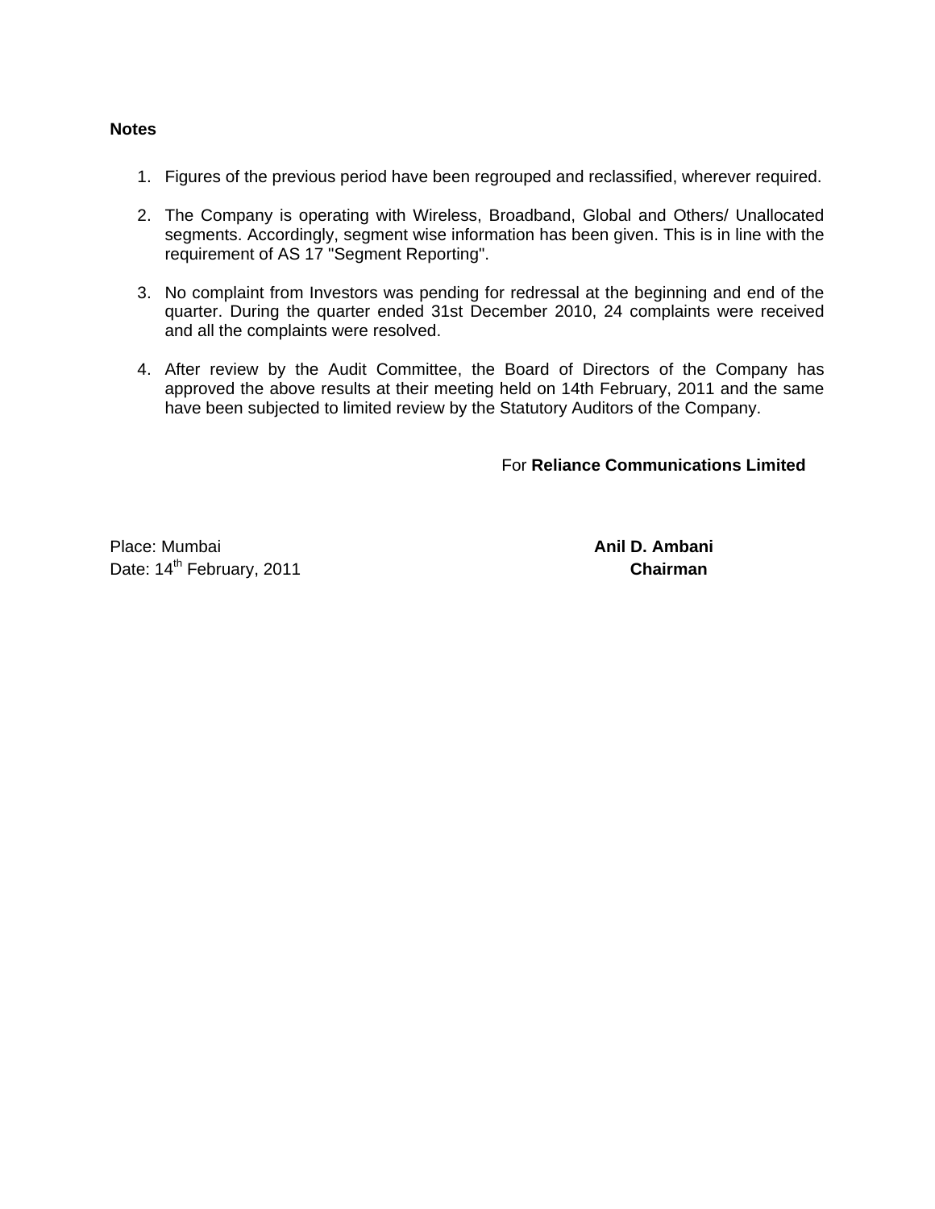**Notes**

1. Figures of the previous period have been regrouped and reclassified, wherever required.

2. The Company is operating with Wireless, Broadband, Global and Others/ Unallocated segments. Accordingly, segment wise information has been given. This is in line with the requirement of AS 17 "Segment Reporting".

3. No complaint from Investors was pending for redressal at the beginning and end of the quarter. During the quarter ended 31st December 2010, 24 complaints were received and all the complaints were resolved.

4. After review by the Audit Committee, the Board of Directors of the Company has approved the above results at their meeting held on 14th February, 2011 and the same have been subjected to limited review by the Statutory Auditors of the Company.

For **Reliance Communications Limited**

Place: Mumbai

Date: 14th February, 2011

**Anil D. Ambani**

**Chairman**